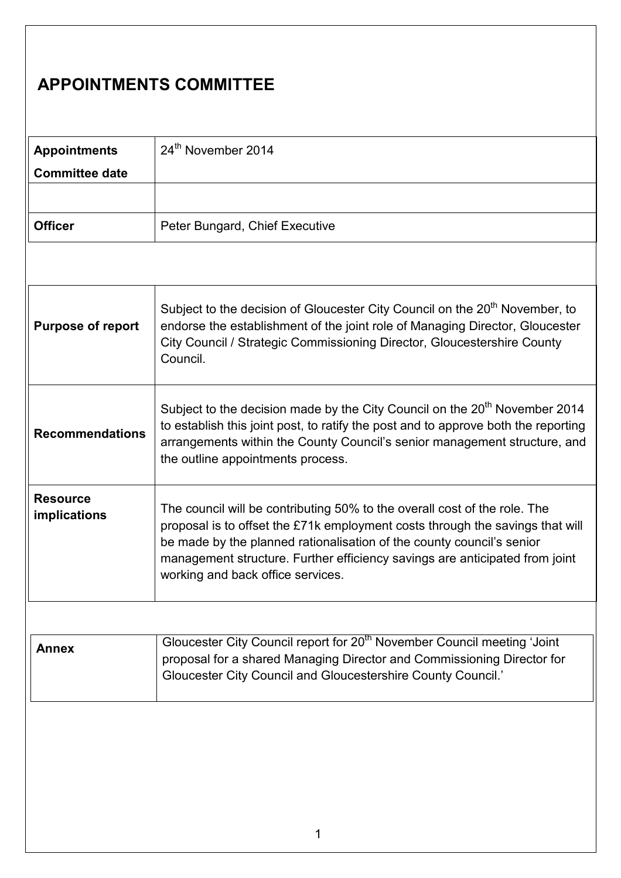# APPOINTMENTS COMMITTEE

| | |
|---|---|
| **Appointments Committee date** | 24th November 2014 |
| | |
| **Officer** | Peter Bungard, Chief Executive |

| | |
|---|---|
| **Purpose of report** | Subject to the decision of Gloucester City Council on the 20th November, to endorse the establishment of the joint role of Managing Director, Gloucester City Council / Strategic Commissioning Director, Gloucestershire County Council. |
| **Recommendations** | Subject to the decision made by the City Council on the 20th November 2014 to establish this joint post, to ratify the post and to approve both the reporting arrangements within the County Council's senior management structure, and the outline appointments process. |
| **Resource implications** | The council will be contributing 50% to the overall cost of the role. The proposal is to offset the £71k employment costs through the savings that will be made by the planned rationalisation of the county council's senior management structure. Further efficiency savings are anticipated from joint working and back office services. |

| | |
|---|---|
| **Annex** | Gloucester City Council report for 20th November Council meeting 'Joint proposal for a shared Managing Director and Commissioning Director for Gloucester City Council and Gloucestershire County Council.' |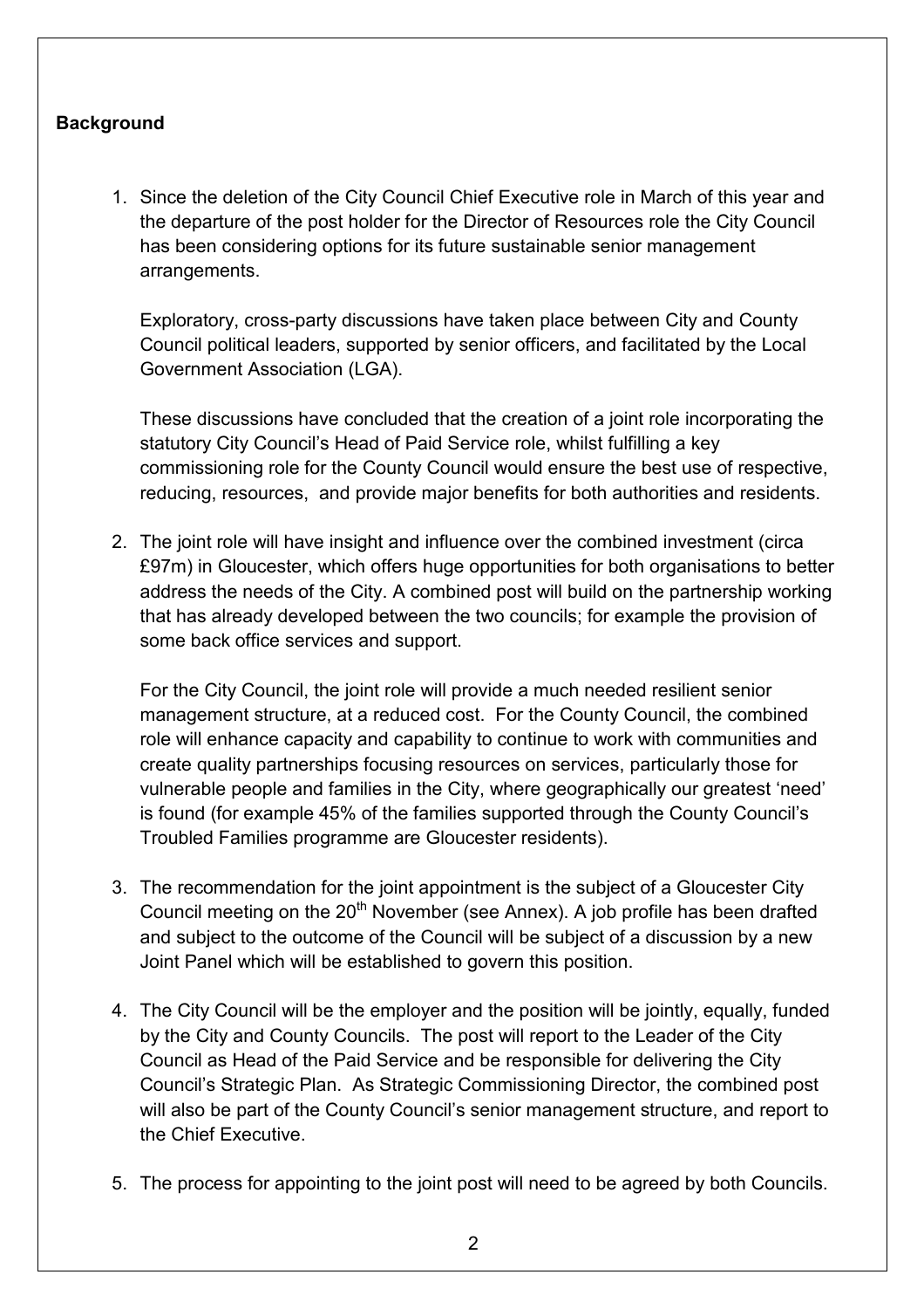**Background**

1. Since the deletion of the City Council Chief Executive role in March of this year and the departure of the post holder for the Director of Resources role the City Council has been considering options for its future sustainable senior management arrangements.

   Exploratory, cross-party discussions have taken place between City and County Council political leaders, supported by senior officers, and facilitated by the Local Government Association (LGA).

   These discussions have concluded that the creation of a joint role incorporating the statutory City Council's Head of Paid Service role, whilst fulfilling a key commissioning role for the County Council would ensure the best use of respective, reducing, resources, and provide major benefits for both authorities and residents.

2. The joint role will have insight and influence over the combined investment (circa £97m) in Gloucester, which offers huge opportunities for both organisations to better address the needs of the City. A combined post will build on the partnership working that has already developed between the two councils; for example the provision of some back office services and support.

   For the City Council, the joint role will provide a much needed resilient senior management structure, at a reduced cost. For the County Council, the combined role will enhance capacity and capability to continue to work with communities and create quality partnerships focusing resources on services, particularly those for vulnerable people and families in the City, where geographically our greatest 'need' is found (for example 45% of the families supported through the County Council's Troubled Families programme are Gloucester residents).

3. The recommendation for the joint appointment is the subject of a Gloucester City Council meeting on the 20th November (see Annex). A job profile has been drafted and subject to the outcome of the Council will be subject of a discussion by a new Joint Panel which will be established to govern this position.

4. The City Council will be the employer and the position will be jointly, equally, funded by the City and County Councils. The post will report to the Leader of the City Council as Head of the Paid Service and be responsible for delivering the City Council's Strategic Plan. As Strategic Commissioning Director, the combined post will also be part of the County Council's senior management structure, and report to the Chief Executive.

5. The process for appointing to the joint post will need to be agreed by both Councils.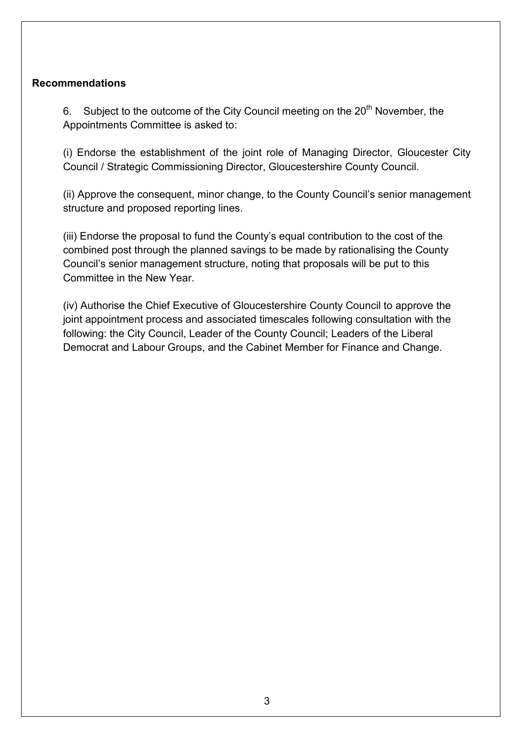**Recommendations**

6. Subject to the outcome of the City Council meeting on the 20th November, the Appointments Committee is asked to:

(i) Endorse the establishment of the joint role of Managing Director, Gloucester City Council / Strategic Commissioning Director, Gloucestershire County Council.

(ii) Approve the consequent, minor change, to the County Council's senior management structure and proposed reporting lines.

(iii) Endorse the proposal to fund the County's equal contribution to the cost of the combined post through the planned savings to be made by rationalising the County Council's senior management structure, noting that proposals will be put to this Committee in the New Year.

(iv) Authorise the Chief Executive of Gloucestershire County Council to approve the joint appointment process and associated timescales following consultation with the following: the City Council, Leader of the County Council; Leaders of the Liberal Democrat and Labour Groups, and the Cabinet Member for Finance and Change.